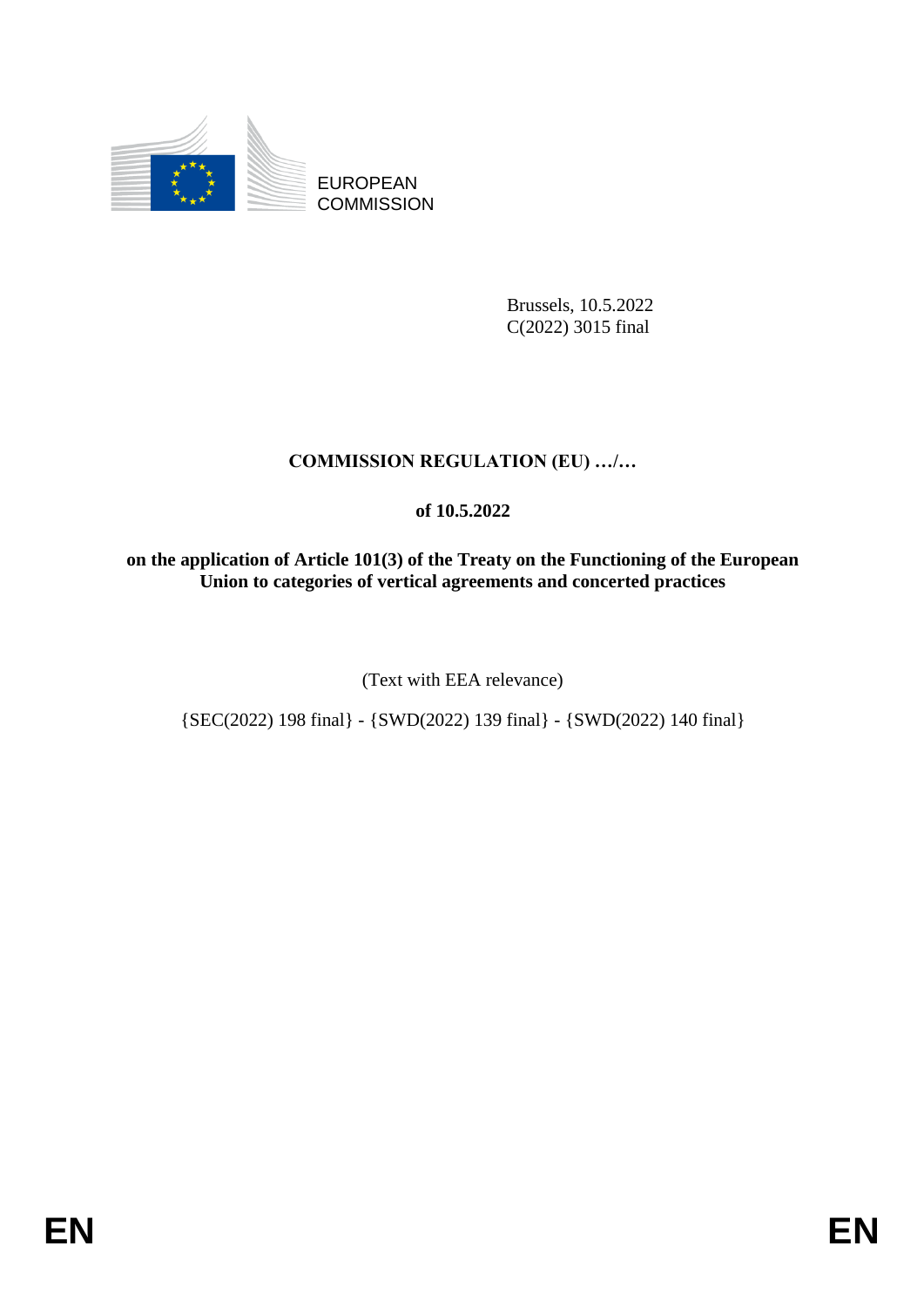EUROPEAN COMMISSION

Brussels, 10.5.2022
C(2022) 3015 final

**COMMISSION REGULATION (EU) …/…**

**of 10.5.2022**

**on the application of Article 101(3) of the Treaty on the Functioning of the European Union to categories of vertical agreements and concerted practices**

(Text with EEA relevance)

{SEC(2022) 198 final} - {SWD(2022) 139 final} - {SWD(2022) 140 final}

EN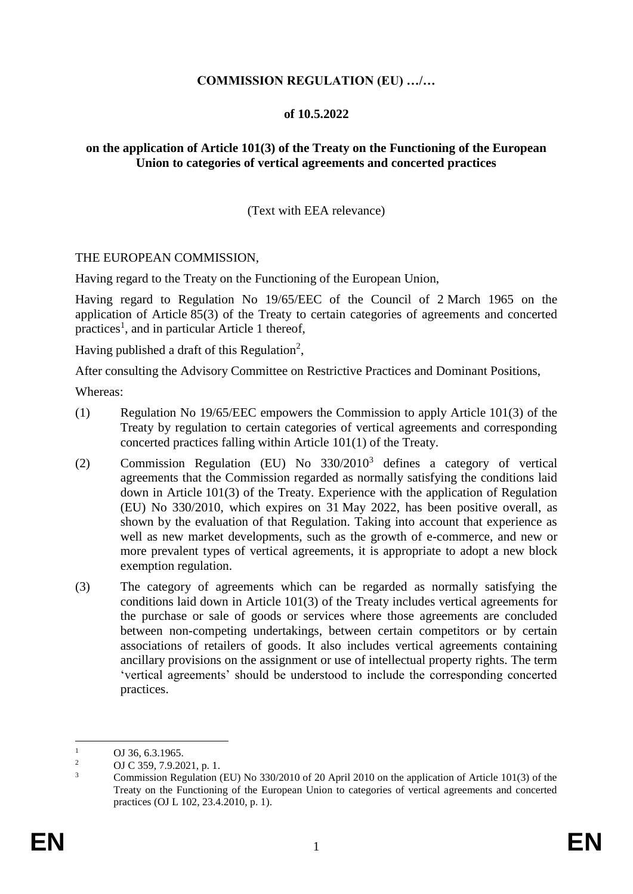**COMMISSION REGULATION (EU) …/…**

**of 10.5.2022**

**on the application of Article 101(3) of the Treaty on the Functioning of the European Union to categories of vertical agreements and concerted practices**

(Text with EEA relevance)

THE EUROPEAN COMMISSION,

Having regard to the Treaty on the Functioning of the European Union,

Having regard to Regulation No 19/65/EEC of the Council of 2 March 1965 on the application of Article 85(3) of the Treaty to certain categories of agreements and concerted practices[1], and in particular Article 1 thereof,

Having published a draft of this Regulation[2],

After consulting the Advisory Committee on Restrictive Practices and Dominant Positions,

Whereas:

(1) Regulation No 19/65/EEC empowers the Commission to apply Article 101(3) of the Treaty by regulation to certain categories of vertical agreements and corresponding concerted practices falling within Article 101(1) of the Treaty.

(2) Commission Regulation (EU) No 330/2010[3] defines a category of vertical agreements that the Commission regarded as normally satisfying the conditions laid down in Article 101(3) of the Treaty. Experience with the application of Regulation (EU) No 330/2010, which expires on 31 May 2022, has been positive overall, as shown by the evaluation of that Regulation. Taking into account that experience as well as new market developments, such as the growth of e-commerce, and new or more prevalent types of vertical agreements, it is appropriate to adopt a new block exemption regulation.

(3) The category of agreements which can be regarded as normally satisfying the conditions laid down in Article 101(3) of the Treaty includes vertical agreements for the purchase or sale of goods or services where those agreements are concluded between non-competing undertakings, between certain competitors or by certain associations of retailers of goods. It also includes vertical agreements containing ancillary provisions on the assignment or use of intellectual property rights. The term 'vertical agreements' should be understood to include the corresponding concerted practices.

---

[1] OJ 36, 6.3.1965.

[2] OJ C 359, 7.9.2021, p. 1.

[3] Commission Regulation (EU) No 330/2010 of 20 April 2010 on the application of Article 101(3) of the Treaty on the Functioning of the European Union to categories of vertical agreements and concerted practices (OJ L 102, 23.4.2010, p. 1).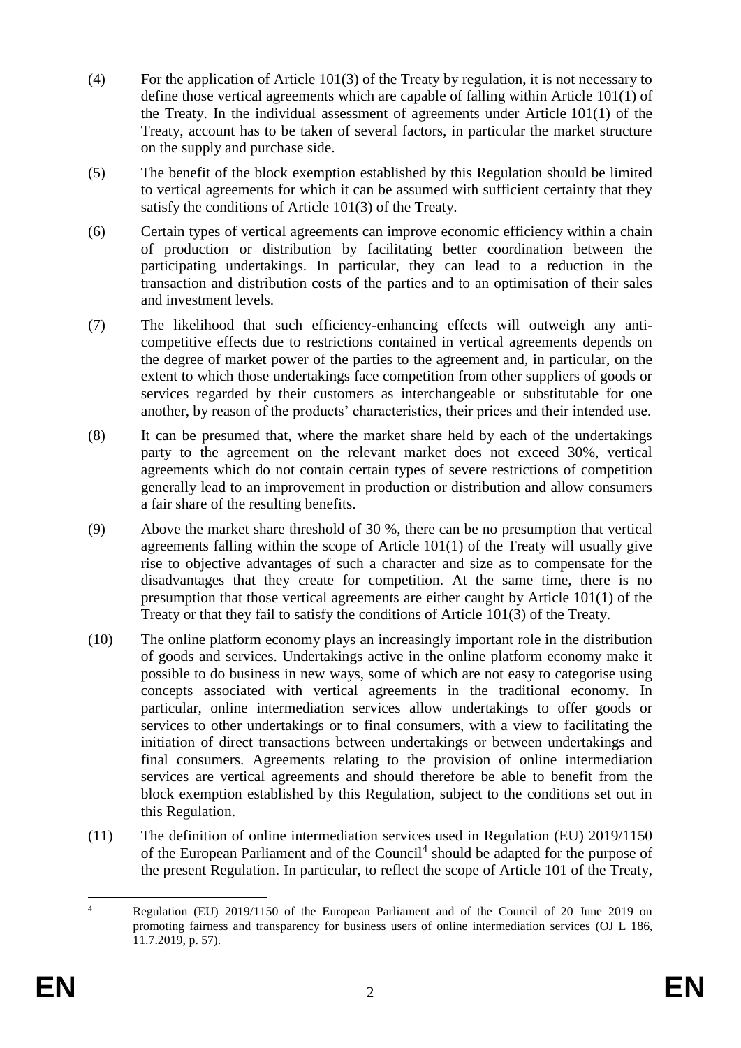(4) For the application of Article 101(3) of the Treaty by regulation, it is not necessary to define those vertical agreements which are capable of falling within Article 101(1) of the Treaty. In the individual assessment of agreements under Article 101(1) of the Treaty, account has to be taken of several factors, in particular the market structure on the supply and purchase side.

(5) The benefit of the block exemption established by this Regulation should be limited to vertical agreements for which it can be assumed with sufficient certainty that they satisfy the conditions of Article 101(3) of the Treaty.

(6) Certain types of vertical agreements can improve economic efficiency within a chain of production or distribution by facilitating better coordination between the participating undertakings. In particular, they can lead to a reduction in the transaction and distribution costs of the parties and to an optimisation of their sales and investment levels.

(7) The likelihood that such efficiency-enhancing effects will outweigh any anti-competitive effects due to restrictions contained in vertical agreements depends on the degree of market power of the parties to the agreement and, in particular, on the extent to which those undertakings face competition from other suppliers of goods or services regarded by their customers as interchangeable or substitutable for one another, by reason of the products' characteristics, their prices and their intended use.

(8) It can be presumed that, where the market share held by each of the undertakings party to the agreement on the relevant market does not exceed 30%, vertical agreements which do not contain certain types of severe restrictions of competition generally lead to an improvement in production or distribution and allow consumers a fair share of the resulting benefits.

(9) Above the market share threshold of 30 %, there can be no presumption that vertical agreements falling within the scope of Article 101(1) of the Treaty will usually give rise to objective advantages of such a character and size as to compensate for the disadvantages that they create for competition. At the same time, there is no presumption that those vertical agreements are either caught by Article 101(1) of the Treaty or that they fail to satisfy the conditions of Article 101(3) of the Treaty.

(10) The online platform economy plays an increasingly important role in the distribution of goods and services. Undertakings active in the online platform economy make it possible to do business in new ways, some of which are not easy to categorise using concepts associated with vertical agreements in the traditional economy. In particular, online intermediation services allow undertakings to offer goods or services to other undertakings or to final consumers, with a view to facilitating the initiation of direct transactions between undertakings or between undertakings and final consumers. Agreements relating to the provision of online intermediation services are vertical agreements and should therefore be able to benefit from the block exemption established by this Regulation, subject to the conditions set out in this Regulation.

(11) The definition of online intermediation services used in Regulation (EU) 2019/1150 of the European Parliament and of the Council[4] should be adapted for the purpose of the present Regulation. In particular, to reflect the scope of Article 101 of the Treaty,

---

[4] Regulation (EU) 2019/1150 of the European Parliament and of the Council of 20 June 2019 on promoting fairness and transparency for business users of online intermediation services (OJ L 186, 11.7.2019, p. 57).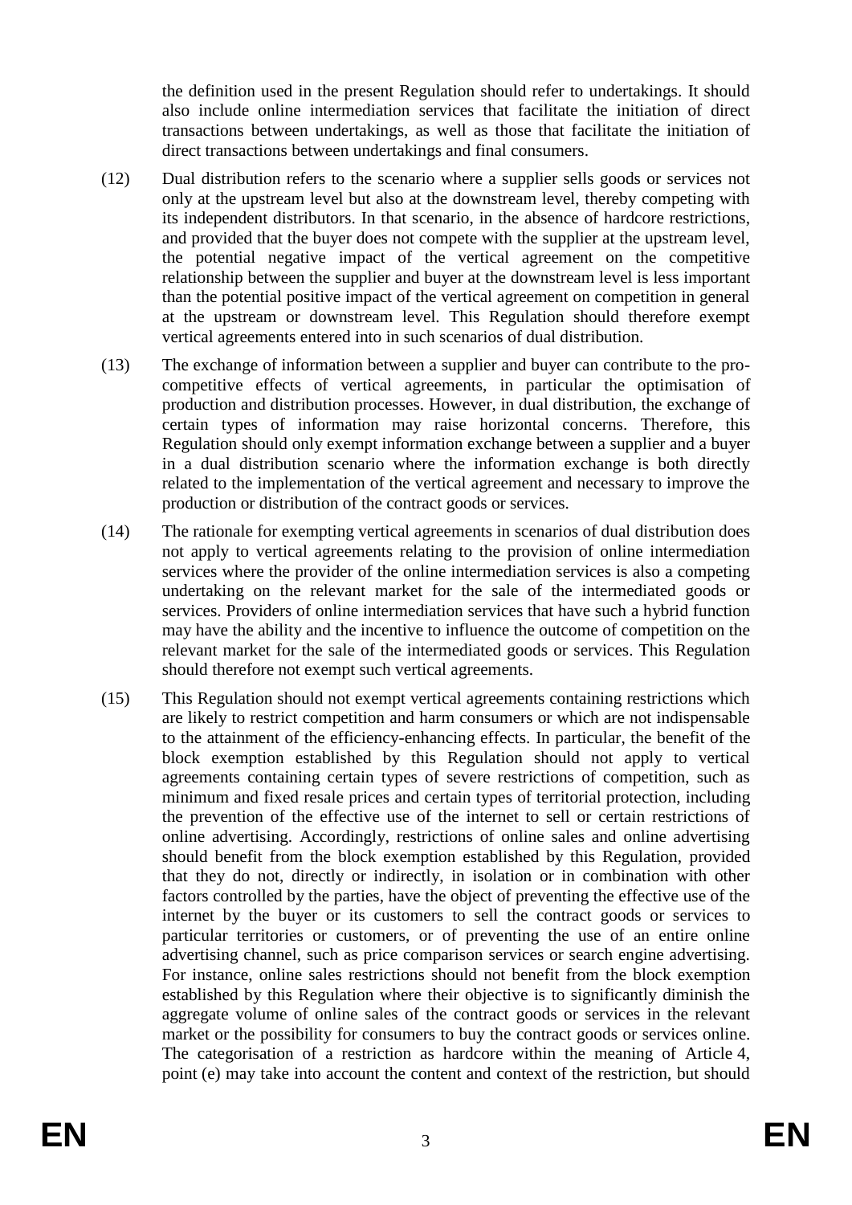the definition used in the present Regulation should refer to undertakings. It should also include online intermediation services that facilitate the initiation of direct transactions between undertakings, as well as those that facilitate the initiation of direct transactions between undertakings and final consumers.

(12) Dual distribution refers to the scenario where a supplier sells goods or services not only at the upstream level but also at the downstream level, thereby competing with its independent distributors. In that scenario, in the absence of hardcore restrictions, and provided that the buyer does not compete with the supplier at the upstream level, the potential negative impact of the vertical agreement on the competitive relationship between the supplier and buyer at the downstream level is less important than the potential positive impact of the vertical agreement on competition in general at the upstream or downstream level. This Regulation should therefore exempt vertical agreements entered into in such scenarios of dual distribution.

(13) The exchange of information between a supplier and buyer can contribute to the pro-competitive effects of vertical agreements, in particular the optimisation of production and distribution processes. However, in dual distribution, the exchange of certain types of information may raise horizontal concerns. Therefore, this Regulation should only exempt information exchange between a supplier and a buyer in a dual distribution scenario where the information exchange is both directly related to the implementation of the vertical agreement and necessary to improve the production or distribution of the contract goods or services.

(14) The rationale for exempting vertical agreements in scenarios of dual distribution does not apply to vertical agreements relating to the provision of online intermediation services where the provider of the online intermediation services is also a competing undertaking on the relevant market for the sale of the intermediated goods or services. Providers of online intermediation services that have such a hybrid function may have the ability and the incentive to influence the outcome of competition on the relevant market for the sale of the intermediated goods or services. This Regulation should therefore not exempt such vertical agreements.

(15) This Regulation should not exempt vertical agreements containing restrictions which are likely to restrict competition and harm consumers or which are not indispensable to the attainment of the efficiency-enhancing effects. In particular, the benefit of the block exemption established by this Regulation should not apply to vertical agreements containing certain types of severe restrictions of competition, such as minimum and fixed resale prices and certain types of territorial protection, including the prevention of the effective use of the internet to sell or certain restrictions of online advertising. Accordingly, restrictions of online sales and online advertising should benefit from the block exemption established by this Regulation, provided that they do not, directly or indirectly, in isolation or in combination with other factors controlled by the parties, have the object of preventing the effective use of the internet by the buyer or its customers to sell the contract goods or services to particular territories or customers, or of preventing the use of an entire online advertising channel, such as price comparison services or search engine advertising. For instance, online sales restrictions should not benefit from the block exemption established by this Regulation where their objective is to significantly diminish the aggregate volume of online sales of the contract goods or services in the relevant market or the possibility for consumers to buy the contract goods or services online. The categorisation of a restriction as hardcore within the meaning of Article 4, point (e) may take into account the content and context of the restriction, but should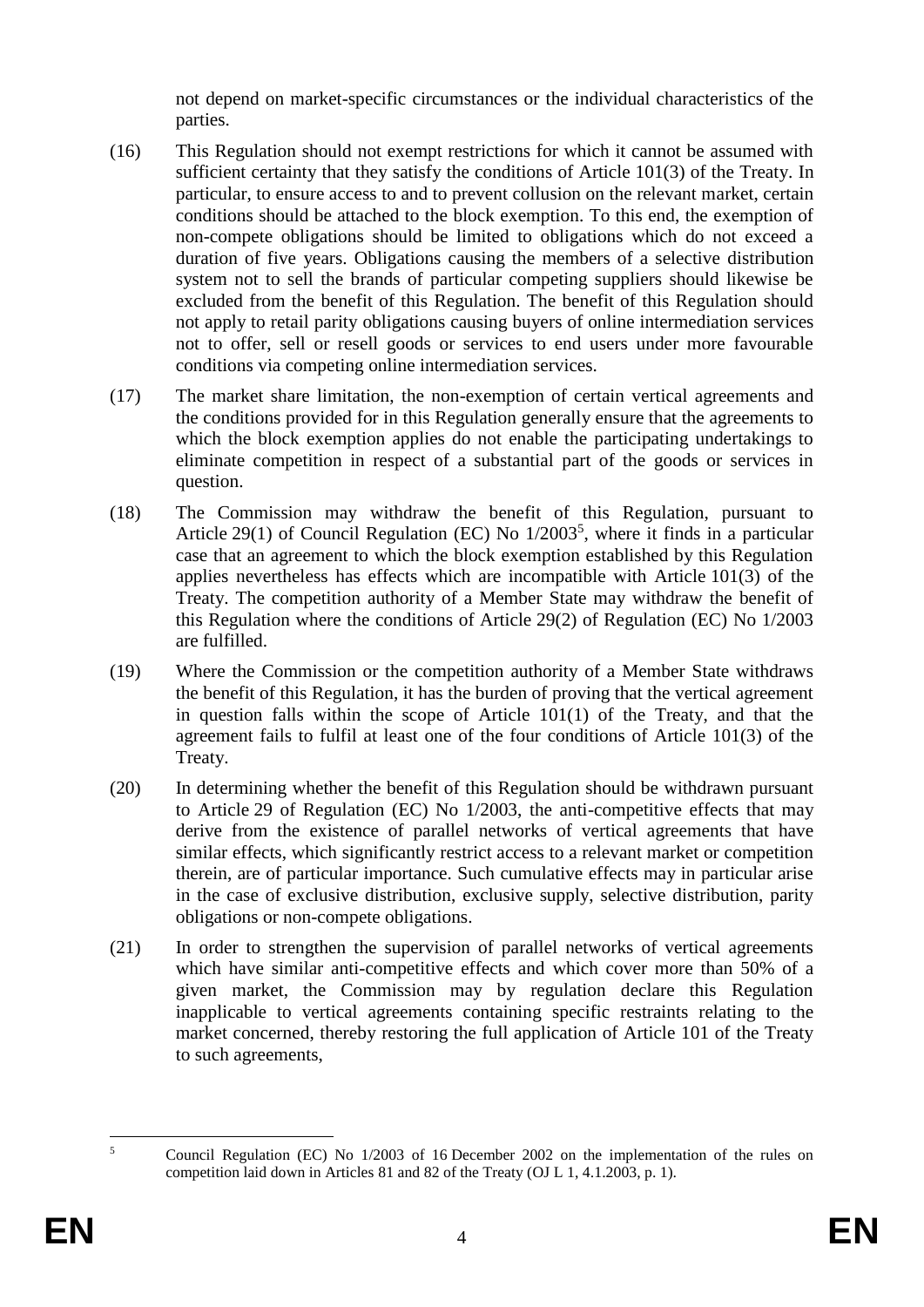not depend on market-specific circumstances or the individual characteristics of the parties.

(16) This Regulation should not exempt restrictions for which it cannot be assumed with sufficient certainty that they satisfy the conditions of Article 101(3) of the Treaty. In particular, to ensure access to and to prevent collusion on the relevant market, certain conditions should be attached to the block exemption. To this end, the exemption of non-compete obligations should be limited to obligations which do not exceed a duration of five years. Obligations causing the members of a selective distribution system not to sell the brands of particular competing suppliers should likewise be excluded from the benefit of this Regulation. The benefit of this Regulation should not apply to retail parity obligations causing buyers of online intermediation services not to offer, sell or resell goods or services to end users under more favourable conditions via competing online intermediation services.

(17) The market share limitation, the non-exemption of certain vertical agreements and the conditions provided for in this Regulation generally ensure that the agreements to which the block exemption applies do not enable the participating undertakings to eliminate competition in respect of a substantial part of the goods or services in question.

(18) The Commission may withdraw the benefit of this Regulation, pursuant to Article 29(1) of Council Regulation (EC) No 1/2003[5], where it finds in a particular case that an agreement to which the block exemption established by this Regulation applies nevertheless has effects which are incompatible with Article 101(3) of the Treaty. The competition authority of a Member State may withdraw the benefit of this Regulation where the conditions of Article 29(2) of Regulation (EC) No 1/2003 are fulfilled.

(19) Where the Commission or the competition authority of a Member State withdraws the benefit of this Regulation, it has the burden of proving that the vertical agreement in question falls within the scope of Article 101(1) of the Treaty, and that the agreement fails to fulfil at least one of the four conditions of Article 101(3) of the Treaty.

(20) In determining whether the benefit of this Regulation should be withdrawn pursuant to Article 29 of Regulation (EC) No 1/2003, the anti-competitive effects that may derive from the existence of parallel networks of vertical agreements that have similar effects, which significantly restrict access to a relevant market or competition therein, are of particular importance. Such cumulative effects may in particular arise in the case of exclusive distribution, exclusive supply, selective distribution, parity obligations or non-compete obligations.

(21) In order to strengthen the supervision of parallel networks of vertical agreements which have similar anti-competitive effects and which cover more than 50% of a given market, the Commission may by regulation declare this Regulation inapplicable to vertical agreements containing specific restraints relating to the market concerned, thereby restoring the full application of Article 101 of the Treaty to such agreements,

---

[5] Council Regulation (EC) No 1/2003 of 16 December 2002 on the implementation of the rules on competition laid down in Articles 81 and 82 of the Treaty (OJ L 1, 4.1.2003, p. 1).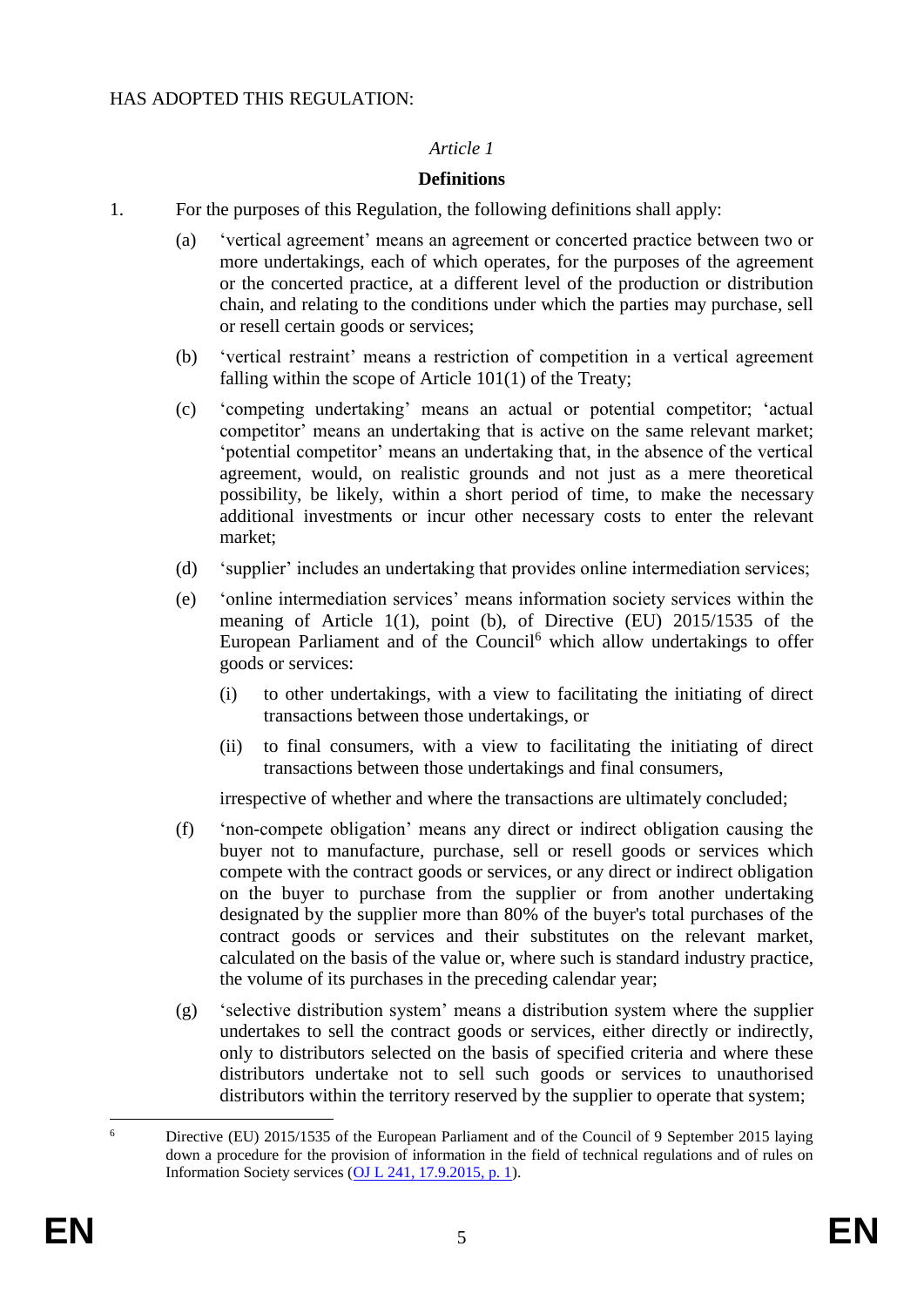HAS ADOPTED THIS REGULATION:

*Article 1*

**Definitions**

1. For the purposes of this Regulation, the following definitions shall apply:

   (a) 'vertical agreement' means an agreement or concerted practice between two or more undertakings, each of which operates, for the purposes of the agreement or the concerted practice, at a different level of the production or distribution chain, and relating to the conditions under which the parties may purchase, sell or resell certain goods or services;

   (b) 'vertical restraint' means a restriction of competition in a vertical agreement falling within the scope of Article 101(1) of the Treaty;

   (c) 'competing undertaking' means an actual or potential competitor; 'actual competitor' means an undertaking that is active on the same relevant market; 'potential competitor' means an undertaking that, in the absence of the vertical agreement, would, on realistic grounds and not just as a mere theoretical possibility, be likely, within a short period of time, to make the necessary additional investments or incur other necessary costs to enter the relevant market;

   (d) 'supplier' includes an undertaking that provides online intermediation services;

   (e) 'online intermediation services' means information society services within the meaning of Article 1(1), point (b), of Directive (EU) 2015/1535 of the European Parliament and of the Council[6] which allow undertakings to offer goods or services:

      (i) to other undertakings, with a view to facilitating the initiating of direct transactions between those undertakings, or

      (ii) to final consumers, with a view to facilitating the initiating of direct transactions between those undertakings and final consumers,

   irrespective of whether and where the transactions are ultimately concluded;

   (f) 'non-compete obligation' means any direct or indirect obligation causing the buyer not to manufacture, purchase, sell or resell goods or services which compete with the contract goods or services, or any direct or indirect obligation on the buyer to purchase from the supplier or from another undertaking designated by the supplier more than 80% of the buyer's total purchases of the contract goods or services and their substitutes on the relevant market, calculated on the basis of the value or, where such is standard industry practice, the volume of its purchases in the preceding calendar year;

   (g) 'selective distribution system' means a distribution system where the supplier undertakes to sell the contract goods or services, either directly or indirectly, only to distributors selected on the basis of specified criteria and where these distributors undertake not to sell such goods or services to unauthorised distributors within the territory reserved by the supplier to operate that system;

[6] Directive (EU) 2015/1535 of the European Parliament and of the Council of 9 September 2015 laying down a procedure for the provision of information in the field of technical regulations and of rules on Information Society services (OJ L 241, 17.9.2015, p. 1).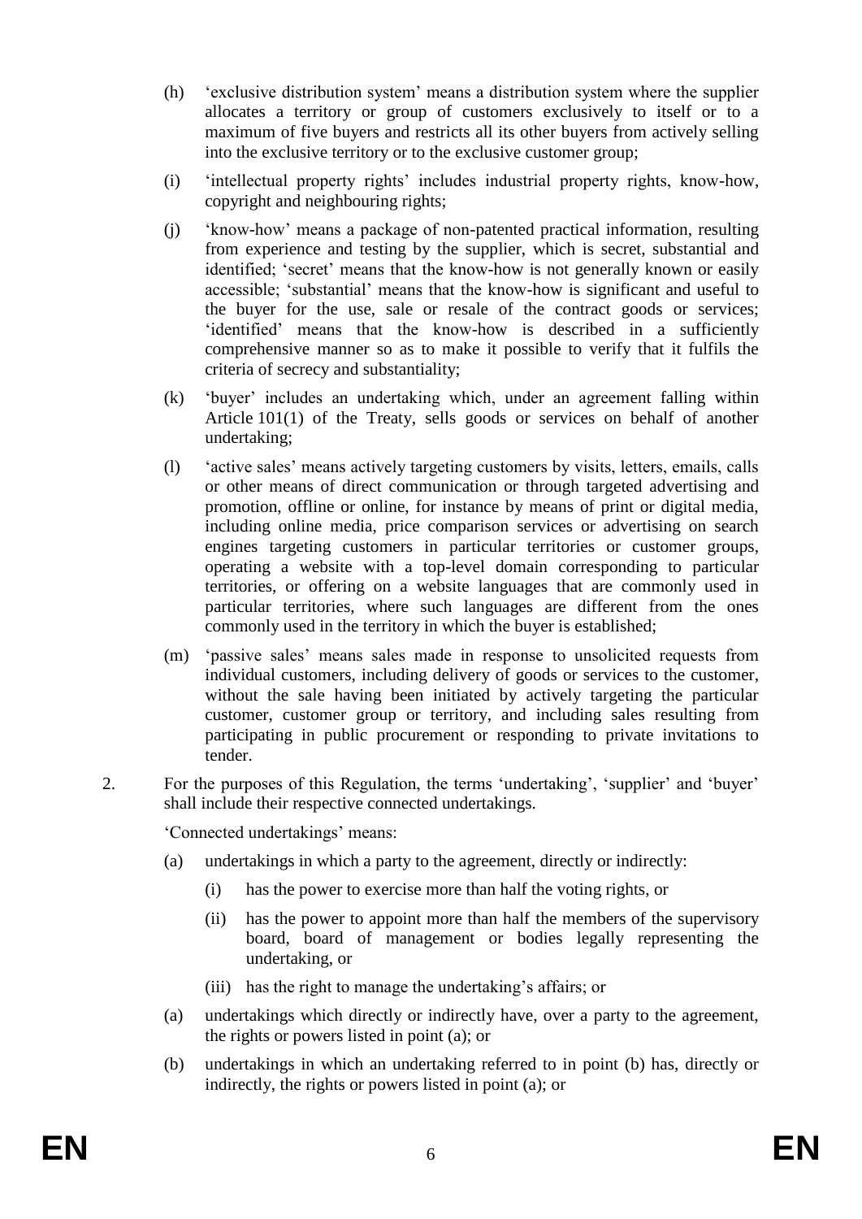(h) 'exclusive distribution system' means a distribution system where the supplier allocates a territory or group of customers exclusively to itself or to a maximum of five buyers and restricts all its other buyers from actively selling into the exclusive territory or to the exclusive customer group;

(i) 'intellectual property rights' includes industrial property rights, know-how, copyright and neighbouring rights;

(j) 'know-how' means a package of non-patented practical information, resulting from experience and testing by the supplier, which is secret, substantial and identified; 'secret' means that the know-how is not generally known or easily accessible; 'substantial' means that the know-how is significant and useful to the buyer for the use, sale or resale of the contract goods or services; 'identified' means that the know-how is described in a sufficiently comprehensive manner so as to make it possible to verify that it fulfils the criteria of secrecy and substantiality;

(k) 'buyer' includes an undertaking which, under an agreement falling within Article 101(1) of the Treaty, sells goods or services on behalf of another undertaking;

(l) 'active sales' means actively targeting customers by visits, letters, emails, calls or other means of direct communication or through targeted advertising and promotion, offline or online, for instance by means of print or digital media, including online media, price comparison services or advertising on search engines targeting customers in particular territories or customer groups, operating a website with a top-level domain corresponding to particular territories, or offering on a website languages that are commonly used in particular territories, where such languages are different from the ones commonly used in the territory in which the buyer is established;

(m) 'passive sales' means sales made in response to unsolicited requests from individual customers, including delivery of goods or services to the customer, without the sale having been initiated by actively targeting the particular customer, customer group or territory, and including sales resulting from participating in public procurement or responding to private invitations to tender.

2. For the purposes of this Regulation, the terms 'undertaking', 'supplier' and 'buyer' shall include their respective connected undertakings.

'Connected undertakings' means:

(a) undertakings in which a party to the agreement, directly or indirectly:

(i) has the power to exercise more than half the voting rights, or

(ii) has the power to appoint more than half the members of the supervisory board, board of management or bodies legally representing the undertaking, or

(iii) has the right to manage the undertaking's affairs; or

(a) undertakings which directly or indirectly have, over a party to the agreement, the rights or powers listed in point (a); or

(b) undertakings in which an undertaking referred to in point (b) has, directly or indirectly, the rights or powers listed in point (a); or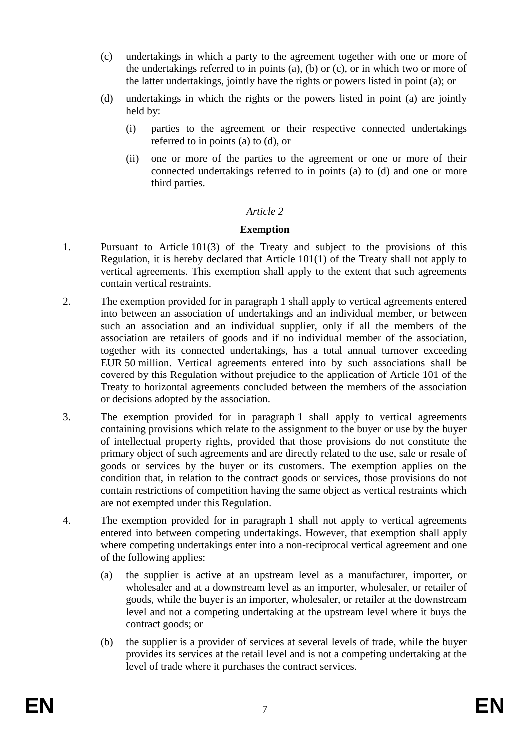(c) undertakings in which a party to the agreement together with one or more of the undertakings referred to in points (a), (b) or (c), or in which two or more of the latter undertakings, jointly have the rights or powers listed in point (a); or

(d) undertakings in which the rights or the powers listed in point (a) are jointly held by:

   (i) parties to the agreement or their respective connected undertakings referred to in points (a) to (d), or

   (ii) one or more of the parties to the agreement or one or more of their connected undertakings referred to in points (a) to (d) and one or more third parties.

*Article 2*

**Exemption**

1. Pursuant to Article 101(3) of the Treaty and subject to the provisions of this Regulation, it is hereby declared that Article 101(1) of the Treaty shall not apply to vertical agreements. This exemption shall apply to the extent that such agreements contain vertical restraints.

2. The exemption provided for in paragraph 1 shall apply to vertical agreements entered into between an association of undertakings and an individual member, or between such an association and an individual supplier, only if all the members of the association are retailers of goods and if no individual member of the association, together with its connected undertakings, has a total annual turnover exceeding EUR 50 million. Vertical agreements entered into by such associations shall be covered by this Regulation without prejudice to the application of Article 101 of the Treaty to horizontal agreements concluded between the members of the association or decisions adopted by the association.

3. The exemption provided for in paragraph 1 shall apply to vertical agreements containing provisions which relate to the assignment to the buyer or use by the buyer of intellectual property rights, provided that those provisions do not constitute the primary object of such agreements and are directly related to the use, sale or resale of goods or services by the buyer or its customers. The exemption applies on the condition that, in relation to the contract goods or services, those provisions do not contain restrictions of competition having the same object as vertical restraints which are not exempted under this Regulation.

4. The exemption provided for in paragraph 1 shall not apply to vertical agreements entered into between competing undertakings. However, that exemption shall apply where competing undertakings enter into a non-reciprocal vertical agreement and one of the following applies:

   (a) the supplier is active at an upstream level as a manufacturer, importer, or wholesaler and at a downstream level as an importer, wholesaler, or retailer of goods, while the buyer is an importer, wholesaler, or retailer at the downstream level and not a competing undertaking at the upstream level where it buys the contract goods; or

   (b) the supplier is a provider of services at several levels of trade, while the buyer provides its services at the retail level and is not a competing undertaking at the level of trade where it purchases the contract services.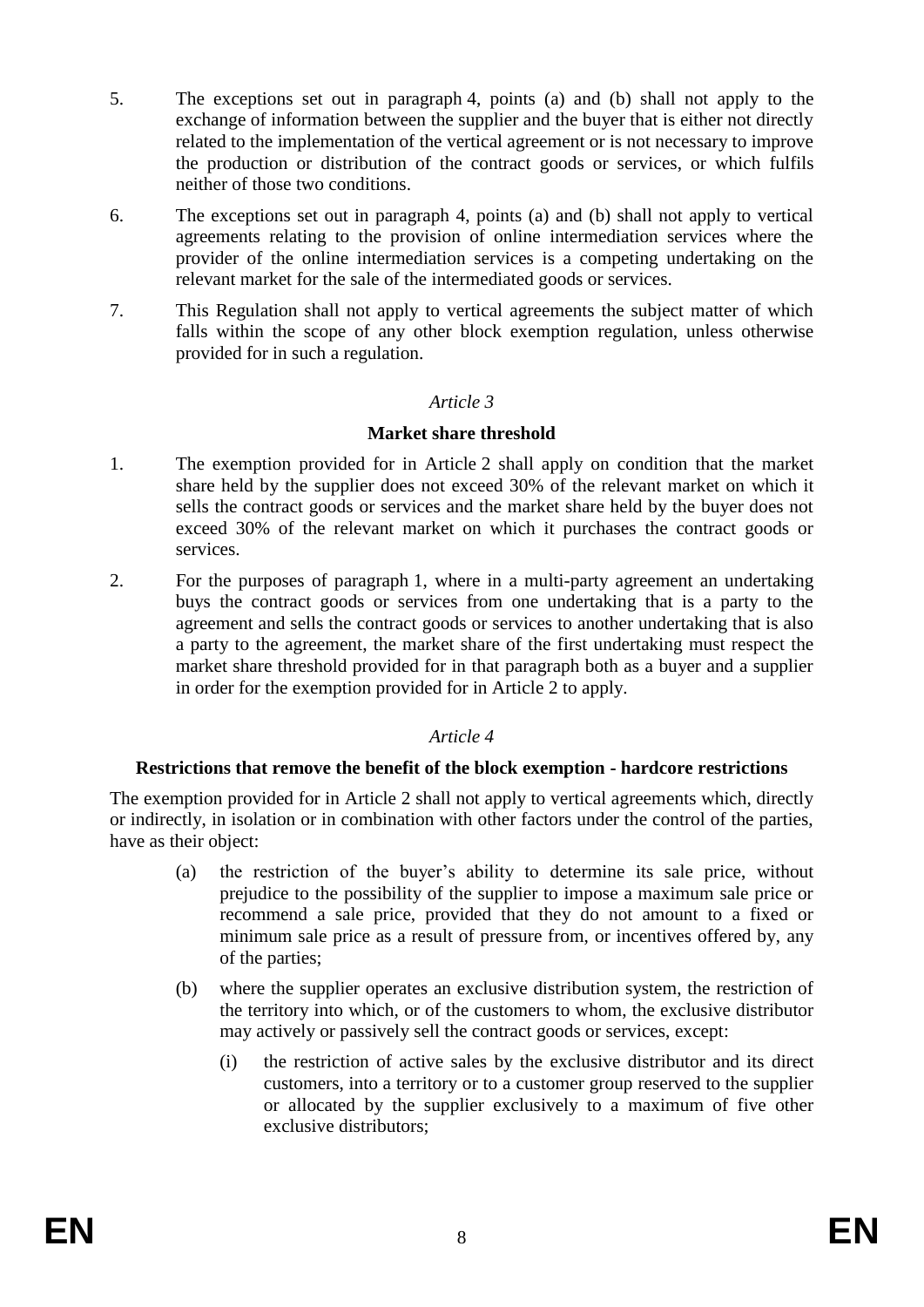5. The exceptions set out in paragraph 4, points (a) and (b) shall not apply to the exchange of information between the supplier and the buyer that is either not directly related to the implementation of the vertical agreement or is not necessary to improve the production or distribution of the contract goods or services, or which fulfils neither of those two conditions.

6. The exceptions set out in paragraph 4, points (a) and (b) shall not apply to vertical agreements relating to the provision of online intermediation services where the provider of the online intermediation services is a competing undertaking on the relevant market for the sale of the intermediated goods or services.

7. This Regulation shall not apply to vertical agreements the subject matter of which falls within the scope of any other block exemption regulation, unless otherwise provided for in such a regulation.

*Article 3*

**Market share threshold**

1. The exemption provided for in Article 2 shall apply on condition that the market share held by the supplier does not exceed 30% of the relevant market on which it sells the contract goods or services and the market share held by the buyer does not exceed 30% of the relevant market on which it purchases the contract goods or services.

2. For the purposes of paragraph 1, where in a multi-party agreement an undertaking buys the contract goods or services from one undertaking that is a party to the agreement and sells the contract goods or services to another undertaking that is also a party to the agreement, the market share of the first undertaking must respect the market share threshold provided for in that paragraph both as a buyer and a supplier in order for the exemption provided for in Article 2 to apply.

*Article 4*

**Restrictions that remove the benefit of the block exemption - hardcore restrictions**

The exemption provided for in Article 2 shall not apply to vertical agreements which, directly or indirectly, in isolation or in combination with other factors under the control of the parties, have as their object:

(a) the restriction of the buyer's ability to determine its sale price, without prejudice to the possibility of the supplier to impose a maximum sale price or recommend a sale price, provided that they do not amount to a fixed or minimum sale price as a result of pressure from, or incentives offered by, any of the parties;

(b) where the supplier operates an exclusive distribution system, the restriction of the territory into which, or of the customers to whom, the exclusive distributor may actively or passively sell the contract goods or services, except:

(i) the restriction of active sales by the exclusive distributor and its direct customers, into a territory or to a customer group reserved to the supplier or allocated by the supplier exclusively to a maximum of five other exclusive distributors;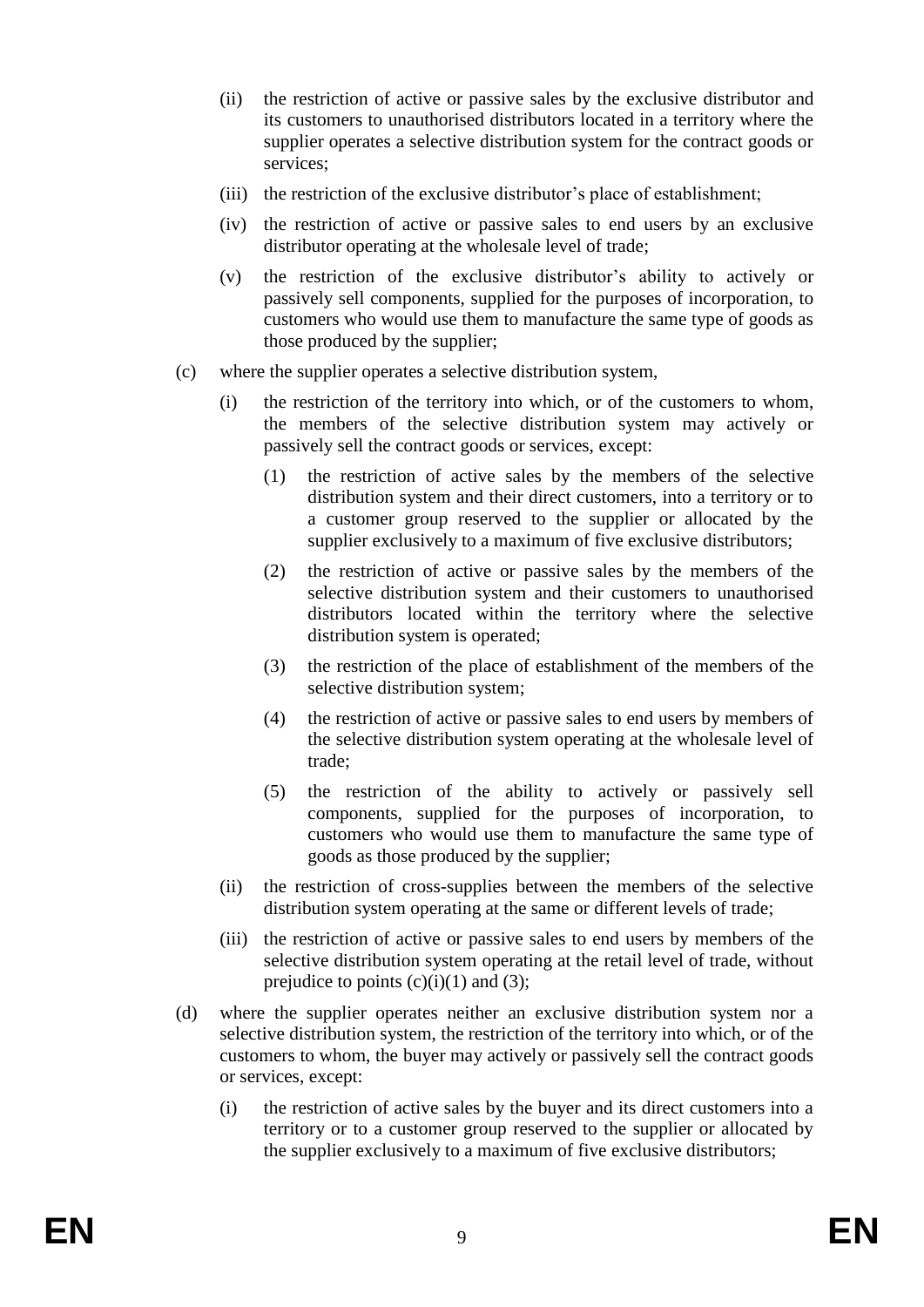(ii) the restriction of active or passive sales by the exclusive distributor and its customers to unauthorised distributors located in a territory where the supplier operates a selective distribution system for the contract goods or services;

(iii) the restriction of the exclusive distributor's place of establishment;

(iv) the restriction of active or passive sales to end users by an exclusive distributor operating at the wholesale level of trade;

(v) the restriction of the exclusive distributor's ability to actively or passively sell components, supplied for the purposes of incorporation, to customers who would use them to manufacture the same type of goods as those produced by the supplier;

(c) where the supplier operates a selective distribution system,

(i) the restriction of the territory into which, or of the customers to whom, the members of the selective distribution system may actively or passively sell the contract goods or services, except:

(1) the restriction of active sales by the members of the selective distribution system and their direct customers, into a territory or to a customer group reserved to the supplier or allocated by the supplier exclusively to a maximum of five exclusive distributors;

(2) the restriction of active or passive sales by the members of the selective distribution system and their customers to unauthorised distributors located within the territory where the selective distribution system is operated;

(3) the restriction of the place of establishment of the members of the selective distribution system;

(4) the restriction of active or passive sales to end users by members of the selective distribution system operating at the wholesale level of trade;

(5) the restriction of the ability to actively or passively sell components, supplied for the purposes of incorporation, to customers who would use them to manufacture the same type of goods as those produced by the supplier;

(ii) the restriction of cross-supplies between the members of the selective distribution system operating at the same or different levels of trade;

(iii) the restriction of active or passive sales to end users by members of the selective distribution system operating at the retail level of trade, without prejudice to points (c)(i)(1) and (3);

(d) where the supplier operates neither an exclusive distribution system nor a selective distribution system, the restriction of the territory into which, or of the customers to whom, the buyer may actively or passively sell the contract goods or services, except:

(i) the restriction of active sales by the buyer and its direct customers into a territory or to a customer group reserved to the supplier or allocated by the supplier exclusively to a maximum of five exclusive distributors;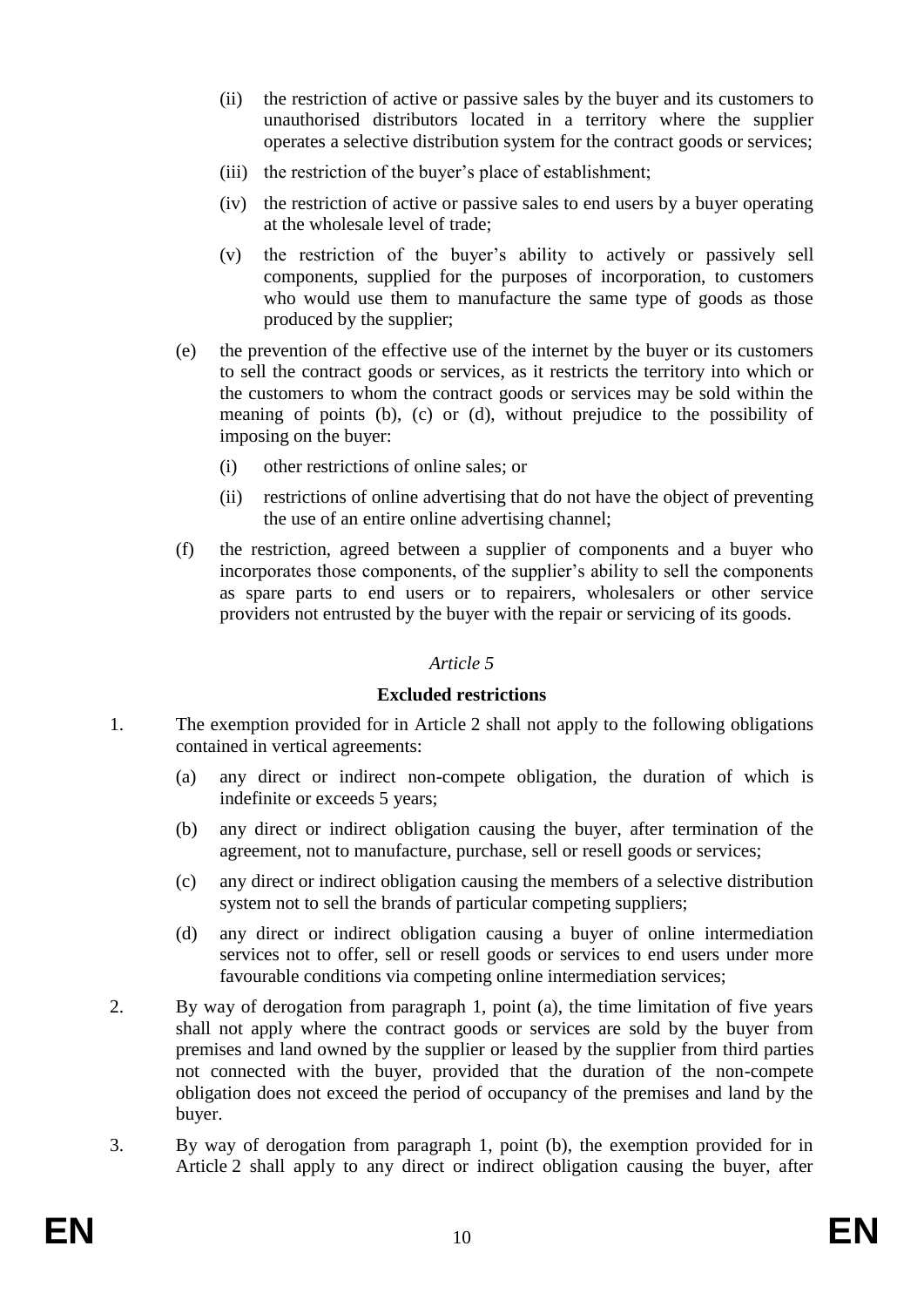(ii) the restriction of active or passive sales by the buyer and its customers to unauthorised distributors located in a territory where the supplier operates a selective distribution system for the contract goods or services;

(iii) the restriction of the buyer's place of establishment;

(iv) the restriction of active or passive sales to end users by a buyer operating at the wholesale level of trade;

(v) the restriction of the buyer's ability to actively or passively sell components, supplied for the purposes of incorporation, to customers who would use them to manufacture the same type of goods as those produced by the supplier;

(e) the prevention of the effective use of the internet by the buyer or its customers to sell the contract goods or services, as it restricts the territory into which or the customers to whom the contract goods or services may be sold within the meaning of points (b), (c) or (d), without prejudice to the possibility of imposing on the buyer:

(i) other restrictions of online sales; or

(ii) restrictions of online advertising that do not have the object of preventing the use of an entire online advertising channel;

(f) the restriction, agreed between a supplier of components and a buyer who incorporates those components, of the supplier's ability to sell the components as spare parts to end users or to repairers, wholesalers or other service providers not entrusted by the buyer with the repair or servicing of its goods.

*Article 5*

**Excluded restrictions**

1. The exemption provided for in Article 2 shall not apply to the following obligations contained in vertical agreements:

   (a) any direct or indirect non-compete obligation, the duration of which is indefinite or exceeds 5 years;

   (b) any direct or indirect obligation causing the buyer, after termination of the agreement, not to manufacture, purchase, sell or resell goods or services;

   (c) any direct or indirect obligation causing the members of a selective distribution system not to sell the brands of particular competing suppliers;

   (d) any direct or indirect obligation causing a buyer of online intermediation services not to offer, sell or resell goods or services to end users under more favourable conditions via competing online intermediation services;

2. By way of derogation from paragraph 1, point (a), the time limitation of five years shall not apply where the contract goods or services are sold by the buyer from premises and land owned by the supplier or leased by the supplier from third parties not connected with the buyer, provided that the duration of the non-compete obligation does not exceed the period of occupancy of the premises and land by the buyer.

3. By way of derogation from paragraph 1, point (b), the exemption provided for in Article 2 shall apply to any direct or indirect obligation causing the buyer, after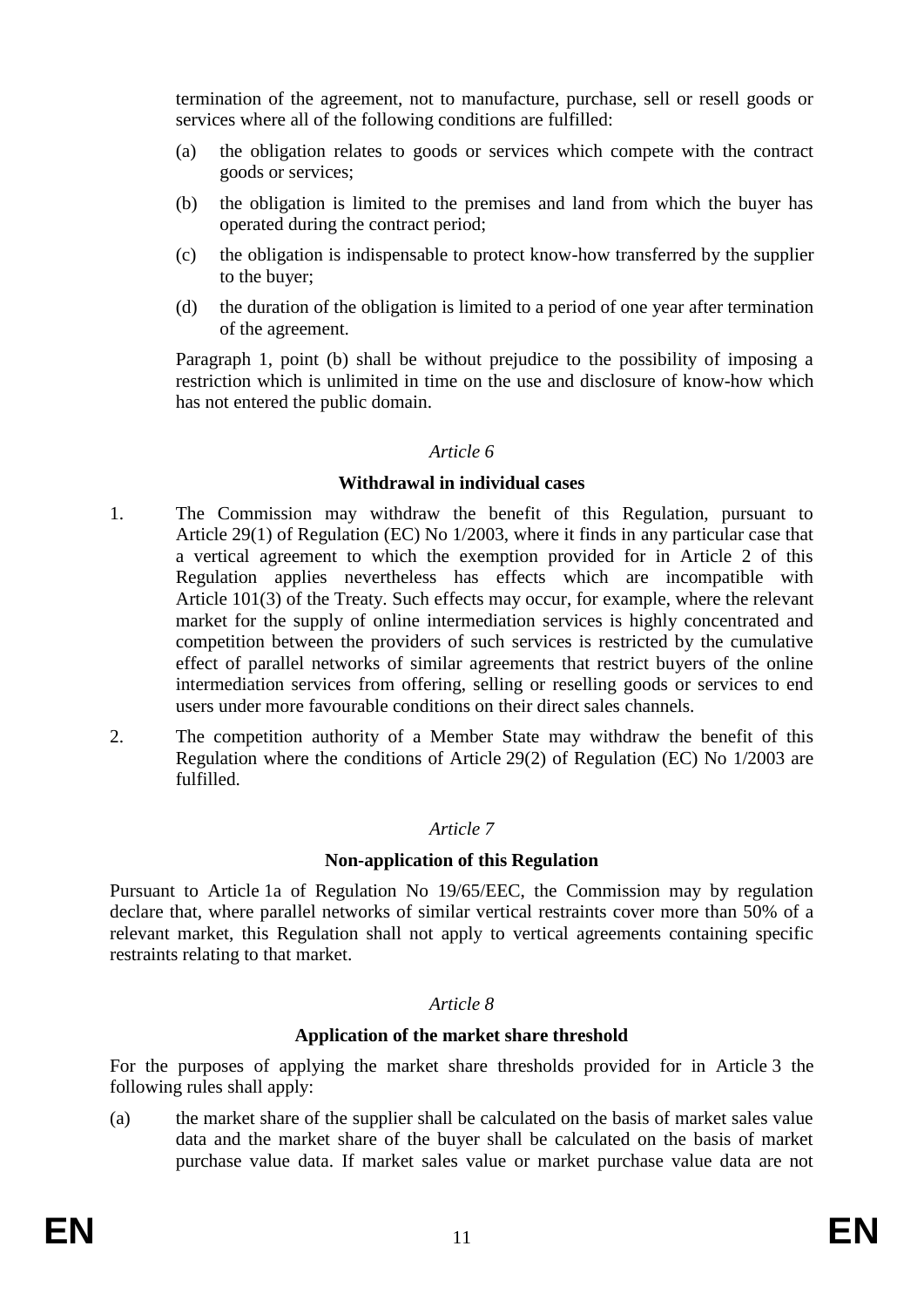termination of the agreement, not to manufacture, purchase, sell or resell goods or services where all of the following conditions are fulfilled:

(a) the obligation relates to goods or services which compete with the contract goods or services;

(b) the obligation is limited to the premises and land from which the buyer has operated during the contract period;

(c) the obligation is indispensable to protect know-how transferred by the supplier to the buyer;

(d) the duration of the obligation is limited to a period of one year after termination of the agreement.

Paragraph 1, point (b) shall be without prejudice to the possibility of imposing a restriction which is unlimited in time on the use and disclosure of know-how which has not entered the public domain.

*Article 6*

**Withdrawal in individual cases**

1. The Commission may withdraw the benefit of this Regulation, pursuant to Article 29(1) of Regulation (EC) No 1/2003, where it finds in any particular case that a vertical agreement to which the exemption provided for in Article 2 of this Regulation applies nevertheless has effects which are incompatible with Article 101(3) of the Treaty. Such effects may occur, for example, where the relevant market for the supply of online intermediation services is highly concentrated and competition between the providers of such services is restricted by the cumulative effect of parallel networks of similar agreements that restrict buyers of the online intermediation services from offering, selling or reselling goods or services to end users under more favourable conditions on their direct sales channels.

2. The competition authority of a Member State may withdraw the benefit of this Regulation where the conditions of Article 29(2) of Regulation (EC) No 1/2003 are fulfilled.

*Article 7*

**Non-application of this Regulation**

Pursuant to Article 1a of Regulation No 19/65/EEC, the Commission may by regulation declare that, where parallel networks of similar vertical restraints cover more than 50% of a relevant market, this Regulation shall not apply to vertical agreements containing specific restraints relating to that market.

*Article 8*

**Application of the market share threshold**

For the purposes of applying the market share thresholds provided for in Article 3 the following rules shall apply:

(a) the market share of the supplier shall be calculated on the basis of market sales value data and the market share of the buyer shall be calculated on the basis of market purchase value data. If market sales value or market purchase value data are not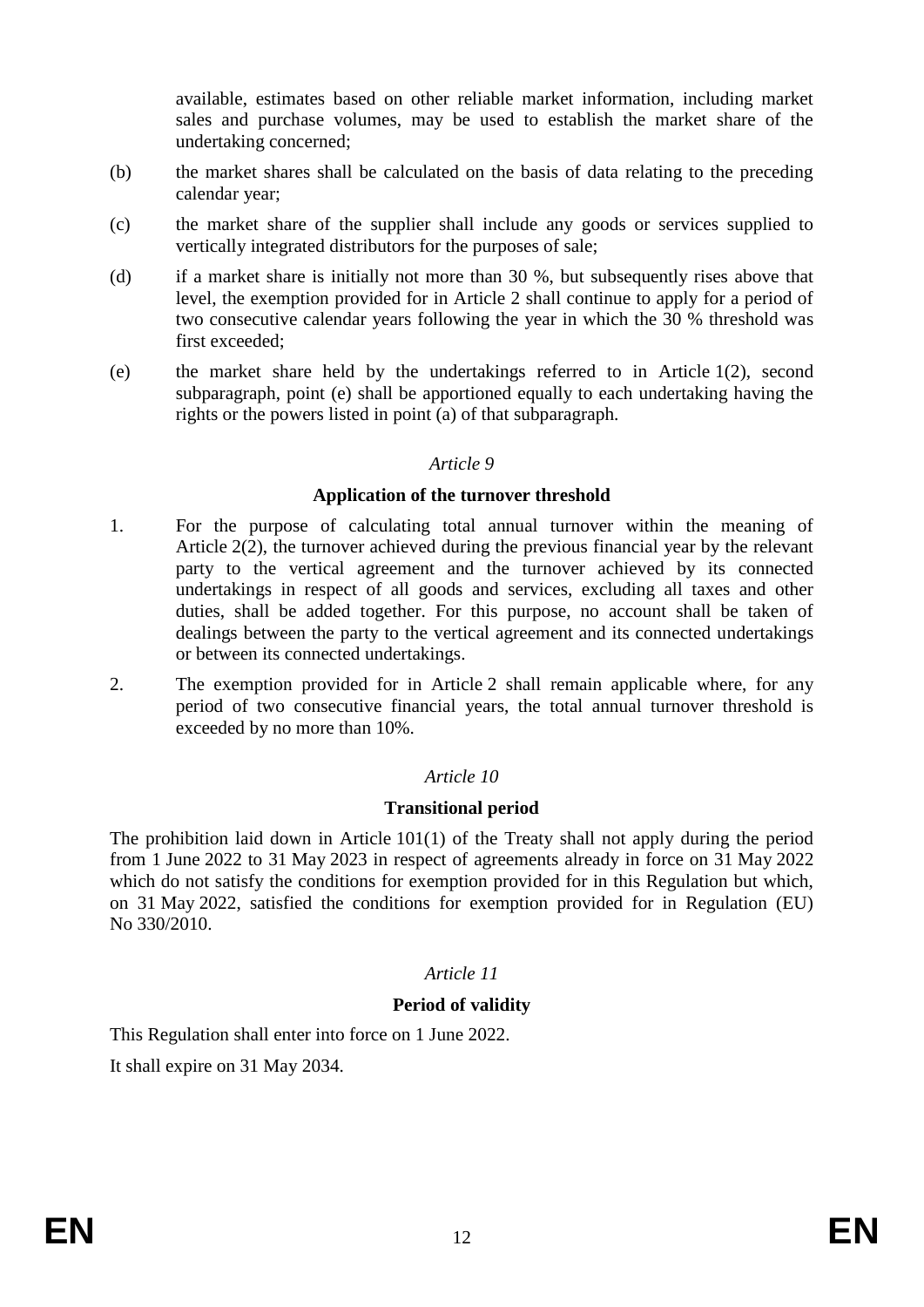available, estimates based on other reliable market information, including market sales and purchase volumes, may be used to establish the market share of the undertaking concerned;

(b) the market shares shall be calculated on the basis of data relating to the preceding calendar year;

(c) the market share of the supplier shall include any goods or services supplied to vertically integrated distributors for the purposes of sale;

(d) if a market share is initially not more than 30 %, but subsequently rises above that level, the exemption provided for in Article 2 shall continue to apply for a period of two consecutive calendar years following the year in which the 30 % threshold was first exceeded;

(e) the market share held by the undertakings referred to in Article 1(2), second subparagraph, point (e) shall be apportioned equally to each undertaking having the rights or the powers listed in point (a) of that subparagraph.

*Article 9*

**Application of the turnover threshold**

1. For the purpose of calculating total annual turnover within the meaning of Article 2(2), the turnover achieved during the previous financial year by the relevant party to the vertical agreement and the turnover achieved by its connected undertakings in respect of all goods and services, excluding all taxes and other duties, shall be added together. For this purpose, no account shall be taken of dealings between the party to the vertical agreement and its connected undertakings or between its connected undertakings.

2. The exemption provided for in Article 2 shall remain applicable where, for any period of two consecutive financial years, the total annual turnover threshold is exceeded by no more than 10%.

*Article 10*

**Transitional period**

The prohibition laid down in Article 101(1) of the Treaty shall not apply during the period from 1 June 2022 to 31 May 2023 in respect of agreements already in force on 31 May 2022 which do not satisfy the conditions for exemption provided for in this Regulation but which, on 31 May 2022, satisfied the conditions for exemption provided for in Regulation (EU) No 330/2010.

*Article 11*

**Period of validity**

This Regulation shall enter into force on 1 June 2022.

It shall expire on 31 May 2034.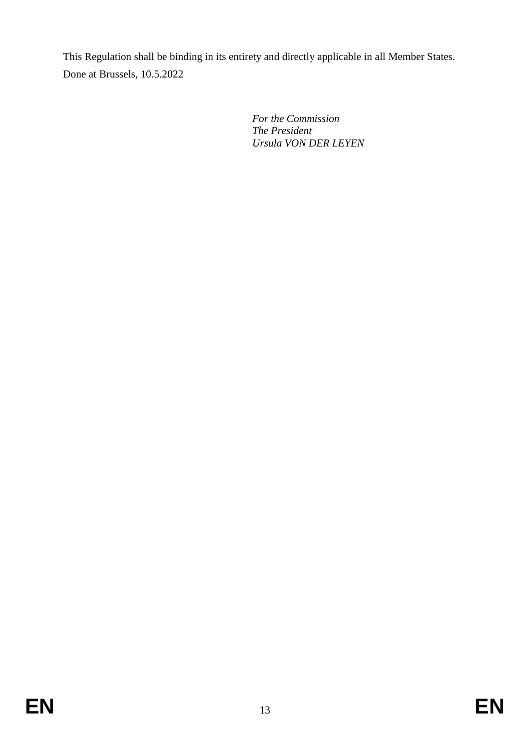This Regulation shall be binding in its entirety and directly applicable in all Member States.

Done at Brussels, 10.5.2022

*For the Commission*
*The President*
*Ursula VON DER LEYEN*